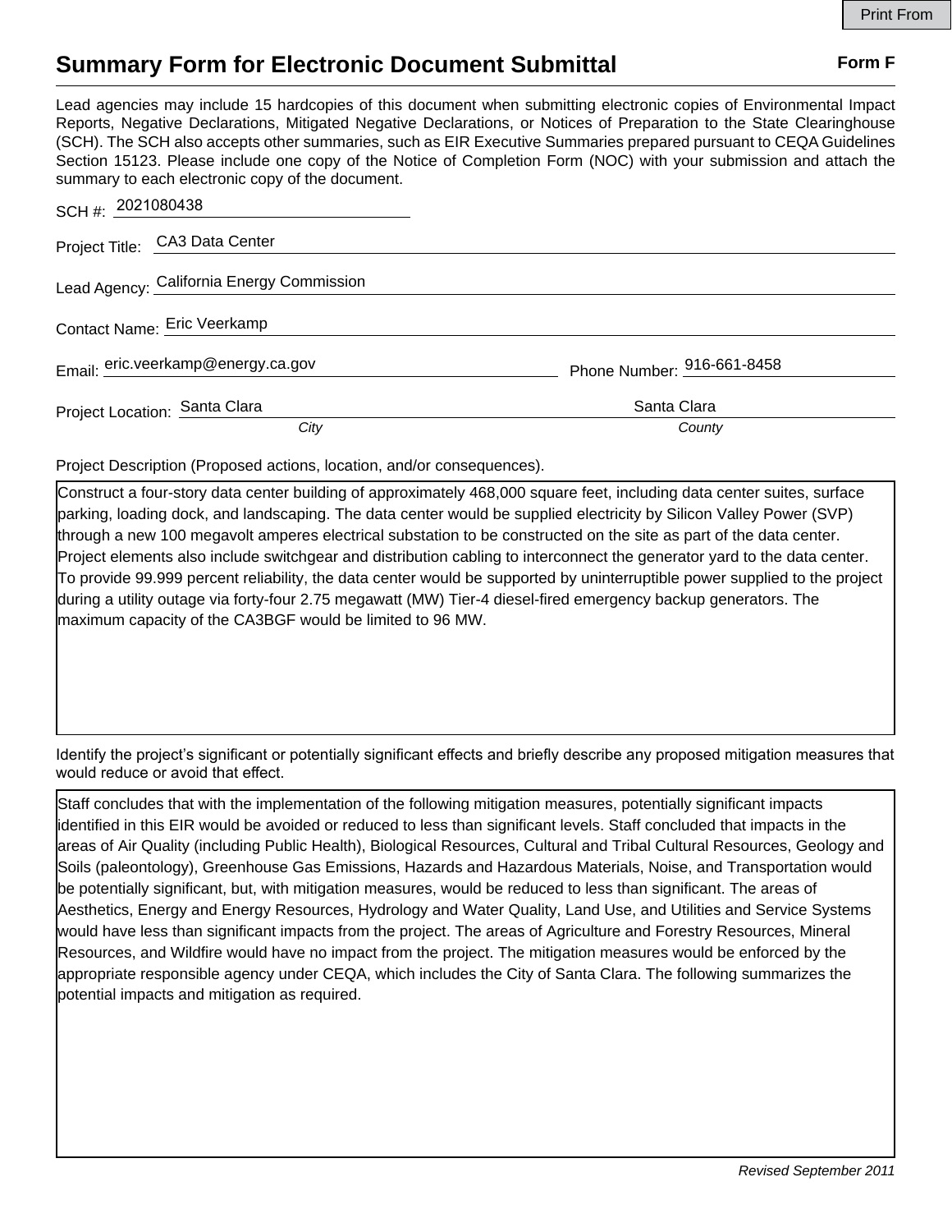# Summary Form for Electronic Document Submittal

**Form F**

Lead agencies may include 15 hardcopies of this document when submitting electronic copies of Environmental Impact Reports, Negative Declarations, Mitigated Negative Declarations, or Notices of Preparation to the State Clearinghouse (SCH). The SCH also accepts other summaries, such as EIR Executive Summaries prepared pursuant to CEQA Guidelines Section 15123. Please include one copy of the Notice of Completion Form (NOC) with your submission and attach the summary to each electronic copy of the document.

SCH #: 2021080438

Project Title: CA3 Data Center

Lead Agency: California Energy Commission

Contact Name: Eric Veerkamp

Email: eric.veerkamp@energy.ca.gov  Phone Number: 916-661-8458

Project Location: Santa Clara (City)  Santa Clara (County)

Project Description (Proposed actions, location, and/or consequences).

Construct a four-story data center building of approximately 468,000 square feet, including data center suites, surface parking, loading dock, and landscaping. The data center would be supplied electricity by Silicon Valley Power (SVP) through a new 100 megavolt amperes electrical substation to be constructed on the site as part of the data center. Project elements also include switchgear and distribution cabling to interconnect the generator yard to the data center. To provide 99.999 percent reliability, the data center would be supported by uninterruptible power supplied to the project during a utility outage via forty-four 2.75 megawatt (MW) Tier-4 diesel-fired emergency backup generators. The maximum capacity of the CA3BGF would be limited to 96 MW.

Identify the project's significant or potentially significant effects and briefly describe any proposed mitigation measures that would reduce or avoid that effect.

Staff concludes that with the implementation of the following mitigation measures, potentially significant impacts identified in this EIR would be avoided or reduced to less than significant levels. Staff concluded that impacts in the areas of Air Quality (including Public Health), Biological Resources, Cultural and Tribal Cultural Resources, Geology and Soils (paleontology), Greenhouse Gas Emissions, Hazards and Hazardous Materials, Noise, and Transportation would be potentially significant, but, with mitigation measures, would be reduced to less than significant. The areas of Aesthetics, Energy and Energy Resources, Hydrology and Water Quality, Land Use, and Utilities and Service Systems would have less than significant impacts from the project. The areas of Agriculture and Forestry Resources, Mineral Resources, and Wildfire would have no impact from the project. The mitigation measures would be enforced by the appropriate responsible agency under CEQA, which includes the City of Santa Clara. The following summarizes the potential impacts and mitigation as required.

*Revised September 2011*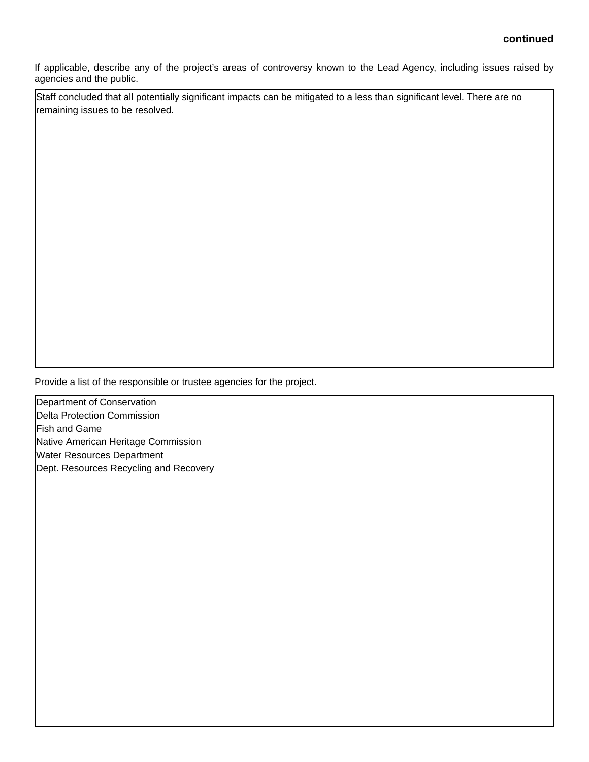**continued**

If applicable, describe any of the project's areas of controversy known to the Lead Agency, including issues raised by agencies and the public.

Staff concluded that all potentially significant impacts can be mitigated to a less than significant level. There are no remaining issues to be resolved.

Provide a list of the responsible or trustee agencies for the project.

Department of Conservation
Delta Protection Commission
Fish and Game
Native American Heritage Commission
Water Resources Department
Dept. Resources Recycling and Recovery